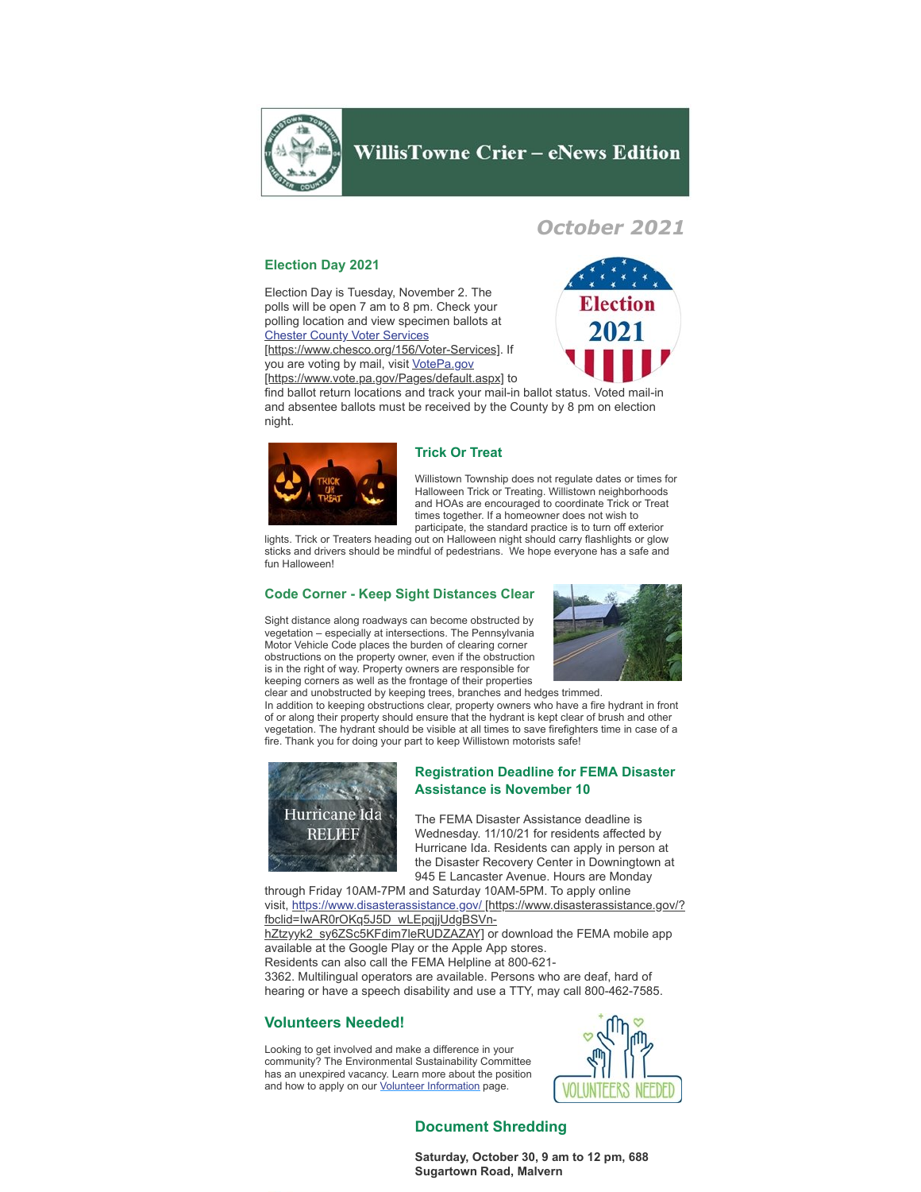# WillisTowne Crier – eNews Edition

## October 2021

### Election Day 2021

Election Day is Tuesday, November 2. The polls will be open 7 am to 8 pm. Check your polling location and view specimen ballots at Chester County Voter Services [https://www.chesco.org/156/Voter-Services]. If you are voting by mail, visit VotePa.gov [https://www.vote.pa.gov/Pages/default.aspx] to find ballot return locations and track your mail-in ballot status. Voted mail-in and absentee ballots must be received by the County by 8 pm on election night.

### Trick Or Treat

Willistown Township does not regulate dates or times for Halloween Trick or Treating. Willistown neighborhoods and HOAs are encouraged to coordinate Trick or Treat times together. If a homeowner does not wish to participate, the standard practice is to turn off exterior lights. Trick or Treaters heading out on Halloween night should carry flashlights or glow sticks and drivers should be mindful of pedestrians. We hope everyone has a safe and fun Halloween!

### Code Corner - Keep Sight Distances Clear

Sight distance along roadways can become obstructed by vegetation – especially at intersections. The Pennsylvania Motor Vehicle Code places the burden of clearing corner obstructions on the property owner, even if the obstruction is in the right of way. Property owners are responsible for keeping corners as well as the frontage of their properties clear and unobstructed by keeping trees, branches and hedges trimmed.
In addition to keeping obstructions clear, property owners who have a fire hydrant in front of or along their property should ensure that the hydrant is kept clear of brush and other vegetation. The hydrant should be visible at all times to save firefighters time in case of a fire. Thank you for doing your part to keep Willistown motorists safe!

### Registration Deadline for FEMA Disaster Assistance is November 10

The FEMA Disaster Assistance deadline is Wednesday. 11/10/21 for residents affected by Hurricane Ida. Residents can apply in person at the Disaster Recovery Center in Downingtown at 945 E Lancaster Avenue. Hours are Monday through Friday 10AM-7PM and Saturday 10AM-5PM. To apply online visit, https://www.disasterassistance.gov/ [https://www.disasterassistance.gov/?fbclid=IwAR0rOKq5J5D_wLEpqjjUdgBSVn-hZtzyyk2_sy6ZSc5KFdim7leRUDZAZAY] or download the FEMA mobile app available at the Google Play or the Apple App stores.
Residents can also call the FEMA Helpline at 800-621-3362. Multilingual operators are available. Persons who are deaf, hard of hearing or have a speech disability and use a TTY, may call 800-462-7585.

### Volunteers Needed!

Looking to get involved and make a difference in your community? The Environmental Sustainability Committee has an unexpired vacancy. Learn more about the position and how to apply on our Volunteer Information page.

### Document Shredding

**Saturday, October 30, 9 am to 12 pm, 688 Sugartown Road, Malvern**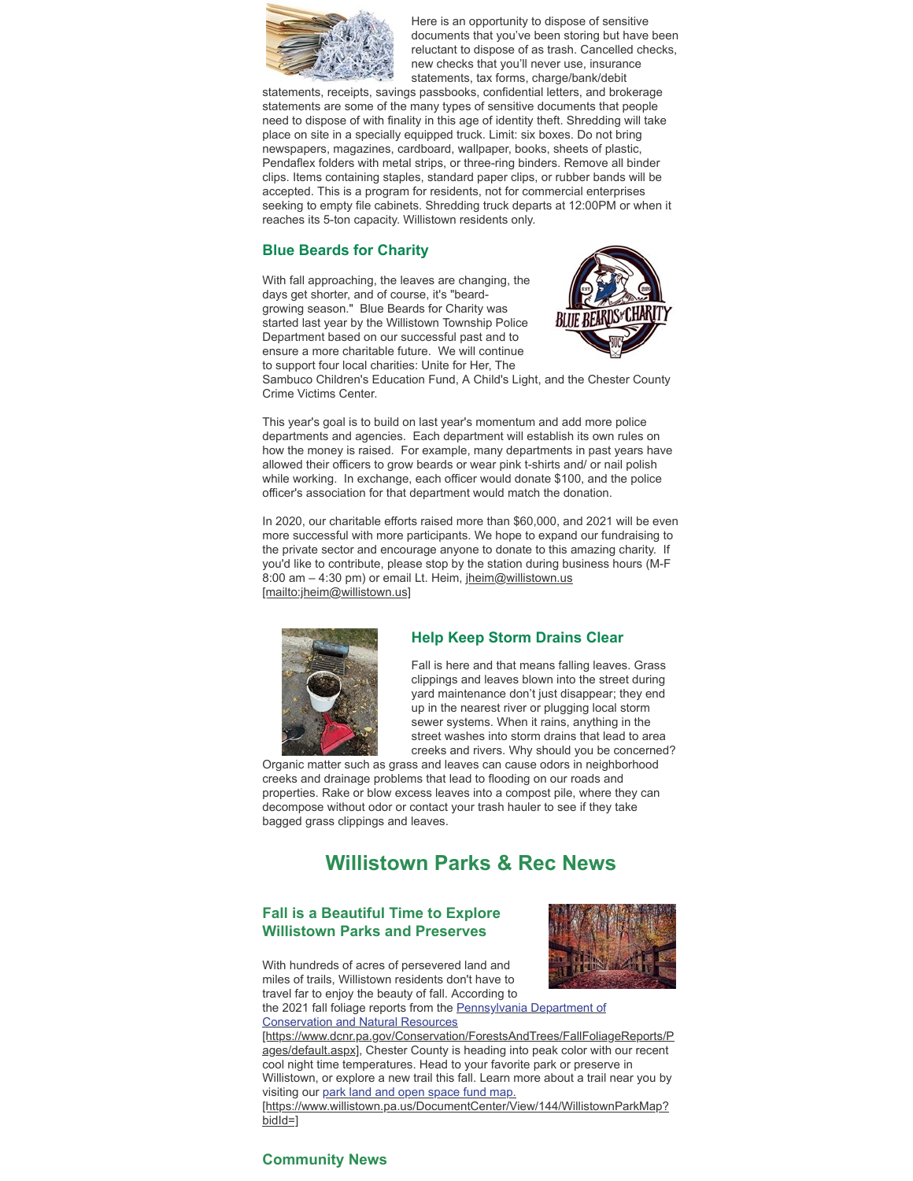Here is an opportunity to dispose of sensitive documents that you've been storing but have been reluctant to dispose of as trash. Cancelled checks, new checks that you'll never use, insurance statements, tax forms, charge/bank/debit statements, receipts, savings passbooks, confidential letters, and brokerage statements are some of the many types of sensitive documents that people need to dispose of with finality in this age of identity theft. Shredding will take place on site in a specially equipped truck. Limit: six boxes. Do not bring newspapers, magazines, cardboard, wallpaper, books, sheets of plastic, Pendaflex folders with metal strips, or three-ring binders. Remove all binder clips. Items containing staples, standard paper clips, or rubber bands will be accepted. This is a program for residents, not for commercial enterprises seeking to empty file cabinets. Shredding truck departs at 12:00PM or when it reaches its 5-ton capacity. Willistown residents only.

### Blue Beards for Charity

With fall approaching, the leaves are changing, the days get shorter, and of course, it's "beard-growing season." Blue Beards for Charity was started last year by the Willistown Township Police Department based on our successful past and to ensure a more charitable future. We will continue to support four local charities: Unite for Her, The Sambuco Children's Education Fund, A Child's Light, and the Chester County Crime Victims Center.

This year's goal is to build on last year's momentum and add more police departments and agencies. Each department will establish its own rules on how the money is raised. For example, many departments in past years have allowed their officers to grow beards or wear pink t-shirts and/ or nail polish while working. In exchange, each officer would donate $100, and the police officer's association for that department would match the donation.

In 2020, our charitable efforts raised more than $60,000, and 2021 will be even more successful with more participants. We hope to expand our fundraising to the private sector and encourage anyone to donate to this amazing charity. If you'd like to contribute, please stop by the station during business hours (M-F 8:00 am – 4:30 pm) or email Lt. Heim, jheim@willistown.us [mailto:jheim@willistown.us]

### Help Keep Storm Drains Clear

Fall is here and that means falling leaves. Grass clippings and leaves blown into the street during yard maintenance don't just disappear; they end up in the nearest river or plugging local storm sewer systems. When it rains, anything in the street washes into storm drains that lead to area creeks and rivers. Why should you be concerned? Organic matter such as grass and leaves can cause odors in neighborhood creeks and drainage problems that lead to flooding on our roads and properties. Rake or blow excess leaves into a compost pile, where they can decompose without odor or contact your trash hauler to see if they take bagged grass clippings and leaves.

## Willistown Parks & Rec News

### Fall is a Beautiful Time to Explore Willistown Parks and Preserves

With hundreds of acres of persevered land and miles of trails, Willistown residents don't have to travel far to enjoy the beauty of fall. According to the 2021 fall foliage reports from the Pennsylvania Department of Conservation and Natural Resources [https://www.dcnr.pa.gov/Conservation/ForestsAndTrees/FallFoliageReports/Pages/default.aspx], Chester County is heading into peak color with our recent cool night time temperatures. Head to your favorite park or preserve in Willistown, or explore a new trail this fall. Learn more about a trail near you by visiting our park land and open space fund map. [https://www.willistown.pa.us/DocumentCenter/View/144/WillistownParkMap?bidId=]

### Community News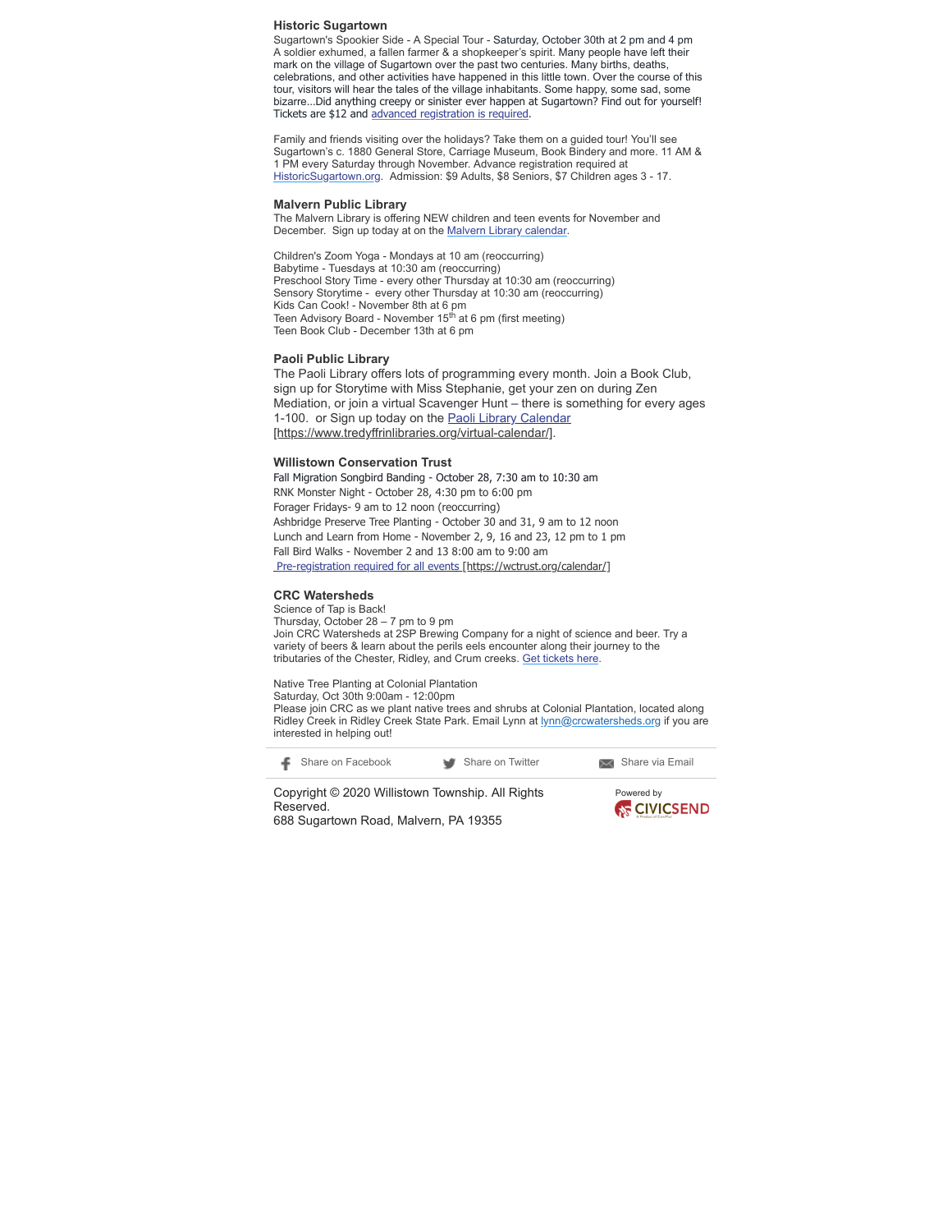### Historic Sugartown

Sugartown's Spookier Side - A Special Tour - Saturday, October 30th at 2 pm and 4 pm
A soldier exhumed, a fallen farmer & a shopkeeper's spirit. Many people have left their mark on the village of Sugartown over the past two centuries. Many births, deaths, celebrations, and other activities have happened in this little town. Over the course of this tour, visitors will hear the tales of the village inhabitants. Some happy, some sad, some bizarre...Did anything creepy or sinister ever happen at Sugartown? Find out for yourself! Tickets are $12 and advanced registration is required.

Family and friends visiting over the holidays? Take them on a guided tour! You'll see Sugartown's c. 1880 General Store, Carriage Museum, Book Bindery and more. 11 AM & 1 PM every Saturday through November. Advance registration required at HistoricSugartown.org. Admission: $9 Adults, $8 Seniors, $7 Children ages 3 - 17.

### Malvern Public Library

The Malvern Library is offering NEW children and teen events for November and December. Sign up today at on the Malvern Library calendar.

Children's Zoom Yoga - Mondays at 10 am (reoccurring)
Babytime - Tuesdays at 10:30 am (reoccurring)
Preschool Story Time - every other Thursday at 10:30 am (reoccurring)
Sensory Storytime - every other Thursday at 10:30 am (reoccurring)
Kids Can Cook! - November 8th at 6 pm
Teen Advisory Board - November 15th at 6 pm (first meeting)
Teen Book Club - December 13th at 6 pm

### Paoli Public Library

The Paoli Library offers lots of programming every month. Join a Book Club, sign up for Storytime with Miss Stephanie, get your zen on during Zen Mediation, or join a virtual Scavenger Hunt – there is something for every ages 1-100. or Sign up today on the Paoli Library Calendar [https://www.tredyffrinlibraries.org/virtual-calendar/].

### Willistown Conservation Trust

Fall Migration Songbird Banding - October 28, 7:30 am to 10:30 am
RNK Monster Night - October 28, 4:30 pm to 6:00 pm
Forager Fridays- 9 am to 12 noon (reoccurring)
Ashbridge Preserve Tree Planting - October 30 and 31, 9 am to 12 noon
Lunch and Learn from Home - November 2, 9, 16 and 23, 12 pm to 1 pm
Fall Bird Walks - November 2 and 13 8:00 am to 9:00 am
Pre-registration required for all events [https://wctrust.org/calendar/]

### CRC Watersheds

Science of Tap is Back!
Thursday, October 28 – 7 pm to 9 pm
Join CRC Watersheds at 2SP Brewing Company for a night of science and beer. Try a variety of beers & learn about the perils eels encounter along their journey to the tributaries of the Chester, Ridley, and Crum creeks. Get tickets here.

Native Tree Planting at Colonial Plantation
Saturday, Oct 30th 9:00am - 12:00pm
Please join CRC as we plant native trees and shrubs at Colonial Plantation, located along Ridley Creek in Ridley Creek State Park. Email Lynn at lynn@crcwatersheds.org if you are interested in helping out!

Share on Facebook | Share on Twitter | Share via Email

Copyright © 2020 Willistown Township. All Rights Reserved.
688 Sugartown Road, Malvern, PA 19355

Powered by CIVICSEND